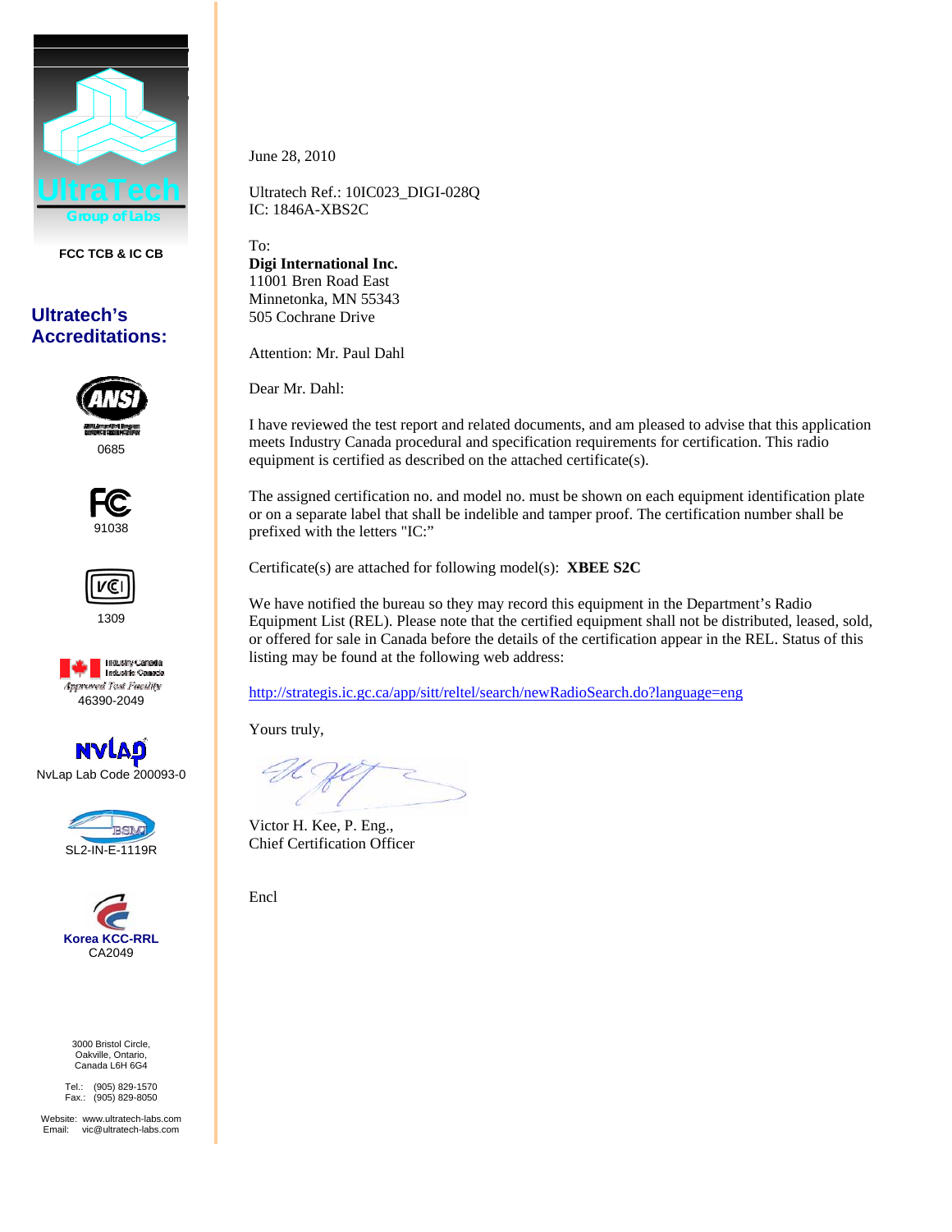UltraTech
Group of Labs

FCC TCB & IC CB

**Ultratech's Accreditations:**

ANSI
0685

FC
91038

VCI
1309

Industry Canada
Industrie Canada
Approved Test Facility
46390-2049

NVLAP
NvLap Lab Code 200093-0

BSMI
SL2-IN-E-1119R

Korea KCC-RRL
CA2049

3000 Bristol Circle,
Oakville, Ontario,
Canada L6H 6G4

Tel.: (905) 829-1570
Fax.: (905) 829-8050

Website: www.ultratech-labs.com
Email: vic@ultratech-labs.com

June 28, 2010

Ultratech Ref.: 10IC023_DIGI-028Q
IC: 1846A-XBS2C

To:
**Digi International Inc.**
11001 Bren Road East
Minnetonka, MN 55343
505 Cochrane Drive

Attention: Mr. Paul Dahl

Dear Mr. Dahl:

I have reviewed the test report and related documents, and am pleased to advise that this application meets Industry Canada procedural and specification requirements for certification. This radio equipment is certified as described on the attached certificate(s).

The assigned certification no. and model no. must be shown on each equipment identification plate or on a separate label that shall be indelible and tamper proof. The certification number shall be prefixed with the letters "IC:"

Certificate(s) are attached for following model(s): **XBEE S2C**

We have notified the bureau so they may record this equipment in the Department's Radio Equipment List (REL). Please note that the certified equipment shall not be distributed, leased, sold, or offered for sale in Canada before the details of the certification appear in the REL. Status of this listing may be found at the following web address:

http://strategis.ic.gc.ca/app/sitt/reltel/search/newRadioSearch.do?language=eng

Yours truly,

Victor H. Kee, P. Eng.,
Chief Certification Officer

Encl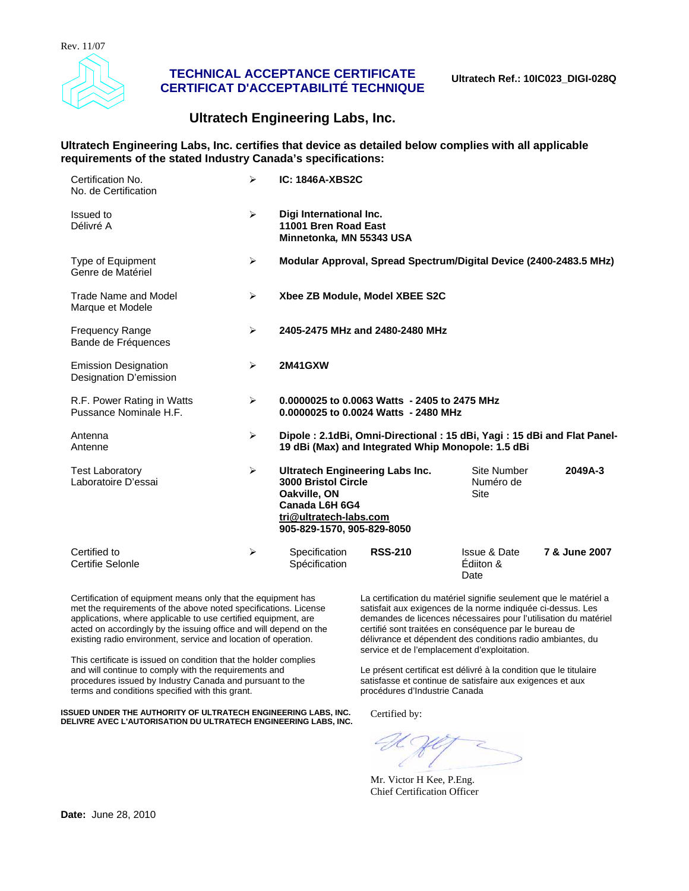Rev. 11/07

# TECHNICAL ACCEPTANCE CERTIFICATE
# CERTIFICAT D'ACCEPTABILITÉ TECHNIQUE

**Ultratech Ref.: 10IC023_DIGI-028Q**

## Ultratech Engineering Labs, Inc.

**Ultratech Engineering Labs, Inc. certifies that device as detailed below complies with all applicable requirements of the stated Industry Canada's specifications:**

| | | |
|---|---|---|
| Certification No.<br>No. de Certification | ➢ | **IC: 1846A-XBS2C** |
| Issued to<br>Délivré A | ➢ | **Digi International Inc.<br>11001 Bren Road East<br>Minnetonka, MN 55343 USA** |
| Type of Equipment<br>Genre de Matériel | ➢ | **Modular Approval, Spread Spectrum/Digital Device (2400-2483.5 MHz)** |
| Trade Name and Model<br>Marque et Modele | ➢ | **Xbee ZB Module, Model XBEE S2C** |
| Frequency Range<br>Bande de Fréquences | ➢ | **2405-2475 MHz and 2480-2480 MHz** |
| Emission Designation<br>Designation D'emission | ➢ | **2M41GXW** |
| R.F. Power Rating in Watts<br>Pussance Nominale H.F. | ➢ | **0.0000025 to 0.0063 Watts - 2405 to 2475 MHz<br>0.0000025 to 0.0024 Watts - 2480 MHz** |
| Antenna<br>Antenne | ➢ | **Dipole : 2.1dBi, Omni-Directional : 15 dBi, Yagi : 15 dBi and Flat Panel-19 dBi (Max) and Integrated Whip Monopole: 1.5 dBi** |
| Test Laboratory<br>Laboratoire D'essai | ➢ | **Ultratech Engineering Labs Inc.<br>3000 Bristol Circle<br>Oakville, ON<br>Canada L6H 6G4<br>tri@ultratech-labs.com<br>905-829-1570, 905-829-8050**<br>Site Number / Numéro de Site: **2049A-3** |
| Certified to<br>Certifie Selonle | ➢ | Specification / Spécification: **RSS-210**<br>Issue & Date / Édiiton & Date: **7 & June 2007** |

Certification of equipment means only that the equipment has met the requirements of the above noted specifications. License applications, where applicable to use certified equipment, are acted on accordingly by the issuing office and will depend on the existing radio environment, service and location of operation.

This certificate is issued on condition that the holder complies and will continue to comply with the requirements and procedures issued by Industry Canada and pursuant to the terms and conditions specified with this grant.

La certification du matériel signifie seulement que le matériel a satisfait aux exigences de la norme indiquée ci-dessus. Les demandes de licences nécessaires pour l'utilisation du matériel certifié sont traitées en conséquence par le bureau de délivrance et dépendent des conditions radio ambiantes, du service et de l'emplacement d'exploitation.

Le présent certificat est délivré à la condition que le titulaire satisfasse et continue de satisfaire aux exigences et aux procédures d'Industrie Canada

**ISSUED UNDER THE AUTHORITY OF ULTRATECH ENGINEERING LABS, INC.**
**DELIVRE AVEC L'AUTORISATION DU ULTRATECH ENGINEERING LABS, INC.**

Certified by:

Mr. Victor H Kee, P.Eng.
Chief Certification Officer

**Date:** June 28, 2010